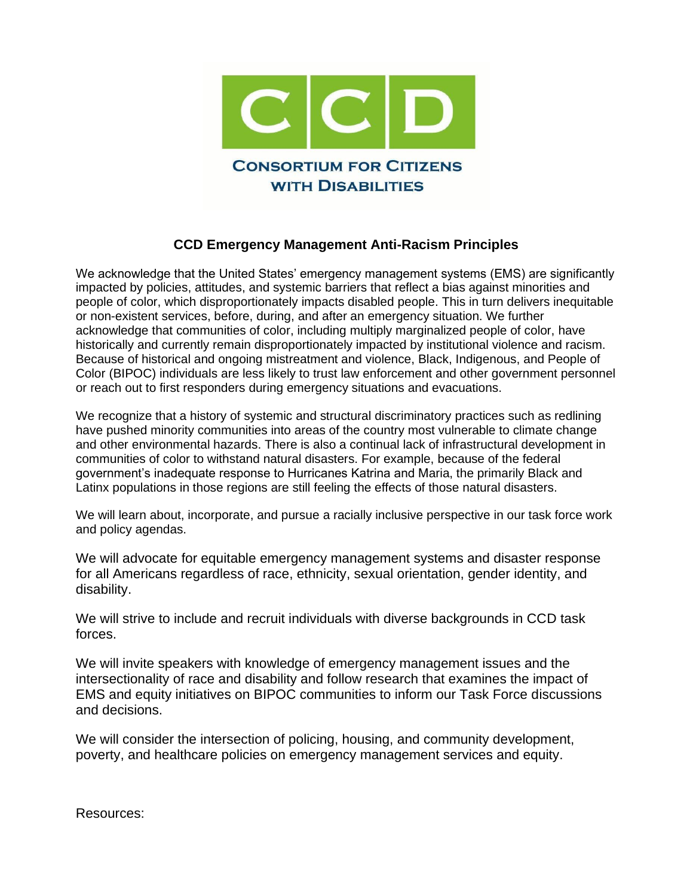CCD

CONSORTIUM FOR CITIZENS WITH DISABILITIES

## CCD Emergency Management Anti-Racism Principles

We acknowledge that the United States' emergency management systems (EMS) are significantly impacted by policies, attitudes, and systemic barriers that reflect a bias against minorities and people of color, which disproportionately impacts disabled people. This in turn delivers inequitable or non-existent services, before, during, and after an emergency situation. We further acknowledge that communities of color, including multiply marginalized people of color, have historically and currently remain disproportionately impacted by institutional violence and racism. Because of historical and ongoing mistreatment and violence, Black, Indigenous, and People of Color (BIPOC) individuals are less likely to trust law enforcement and other government personnel or reach out to first responders during emergency situations and evacuations.

We recognize that a history of systemic and structural discriminatory practices such as redlining have pushed minority communities into areas of the country most vulnerable to climate change and other environmental hazards. There is also a continual lack of infrastructural development in communities of color to withstand natural disasters. For example, because of the federal government's inadequate response to Hurricanes Katrina and Maria, the primarily Black and Latinx populations in those regions are still feeling the effects of those natural disasters.

We will learn about, incorporate, and pursue a racially inclusive perspective in our task force work and policy agendas.

We will advocate for equitable emergency management systems and disaster response for all Americans regardless of race, ethnicity, sexual orientation, gender identity, and disability.

We will strive to include and recruit individuals with diverse backgrounds in CCD task forces.

We will invite speakers with knowledge of emergency management issues and the intersectionality of race and disability and follow research that examines the impact of EMS and equity initiatives on BIPOC communities to inform our Task Force discussions and decisions.

We will consider the intersection of policing, housing, and community development, poverty, and healthcare policies on emergency management services and equity.

Resources: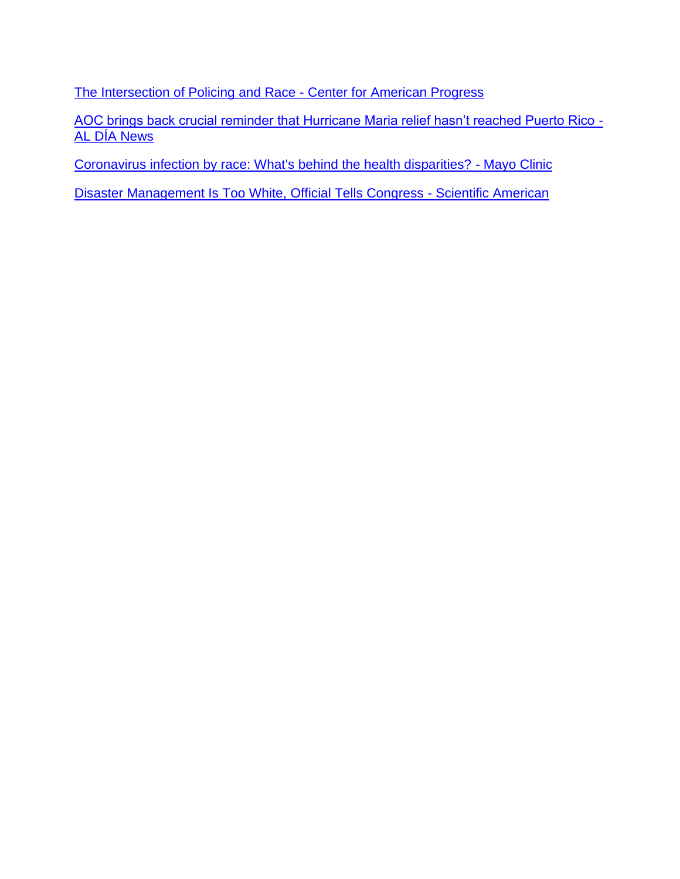[The Intersection of Policing and Race - Center for American Progress]

[AOC brings back crucial reminder that Hurricane Maria relief hasn’t reached Puerto Rico - AL DÍA News]

[Coronavirus infection by race: What's behind the health disparities? - Mayo Clinic]

[Disaster Management Is Too White, Official Tells Congress - Scientific American]